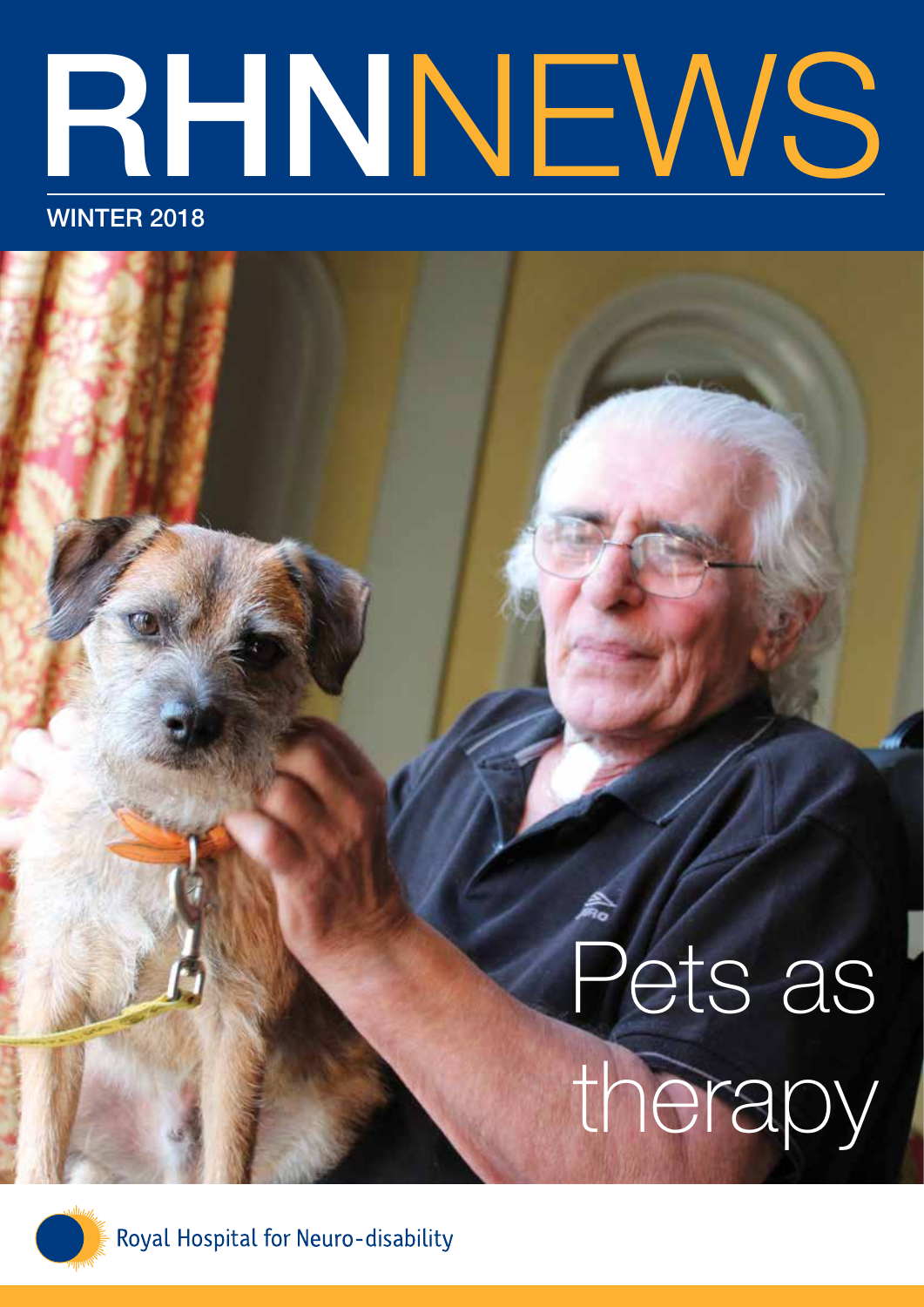# RHNNEWS

WINTER 2018

Pets as therapy

Royal Hospital for Neuro-disability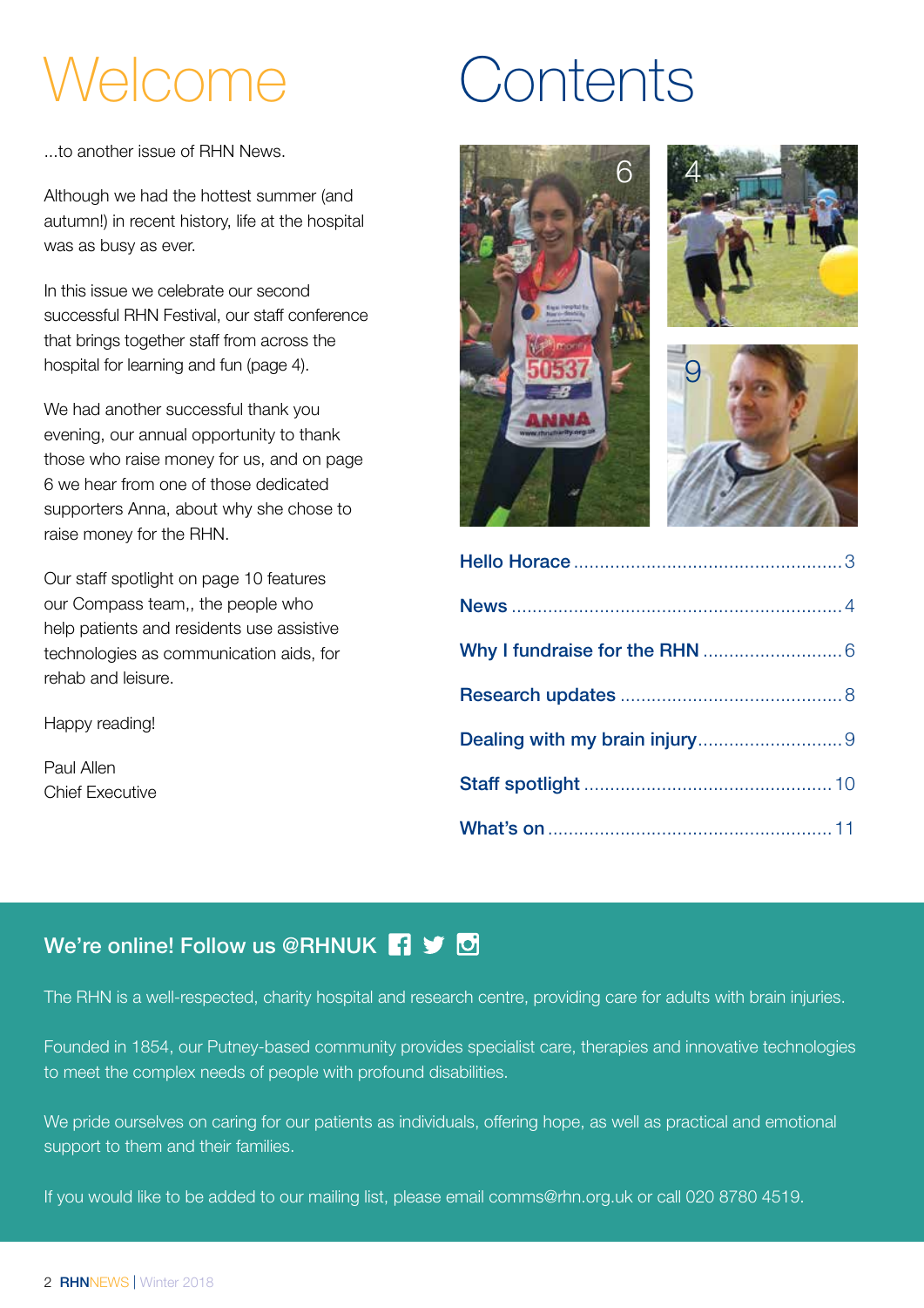# Welcome

...to another issue of RHN News.

Although we had the hottest summer (and autumn!) in recent history, life at the hospital was as busy as ever.

In this issue we celebrate our second successful RHN Festival, our staff conference that brings together staff from across the hospital for learning and fun (page 4).

We had another successful thank you evening, our annual opportunity to thank those who raise money for us, and on page 6 we hear from one of those dedicated supporters Anna, about why she chose to raise money for the RHN.

Our staff spotlight on page 10 features our Compass team,, the people who help patients and residents use assistive technologies as communication aids, for rehab and leisure.

Happy reading!

Paul Allen
Chief Executive

# Contents

**Hello Horace** .......... 3

**News** .......... 4

**Why I fundraise for the RHN** .......... 6

**Research updates** .......... 8

**Dealing with my brain injury** .......... 9

**Staff spotlight** .......... 10

**What's on** .......... 11

## We're online! Follow us @RHNUK

The RHN is a well-respected, charity hospital and research centre, providing care for adults with brain injuries.

Founded in 1854, our Putney-based community provides specialist care, therapies and innovative technologies to meet the complex needs of people with profound disabilities.

We pride ourselves on caring for our patients as individuals, offering hope, as well as practical and emotional support to them and their families.

If you would like to be added to our mailing list, please email comms@rhn.org.uk or call 020 8780 4519.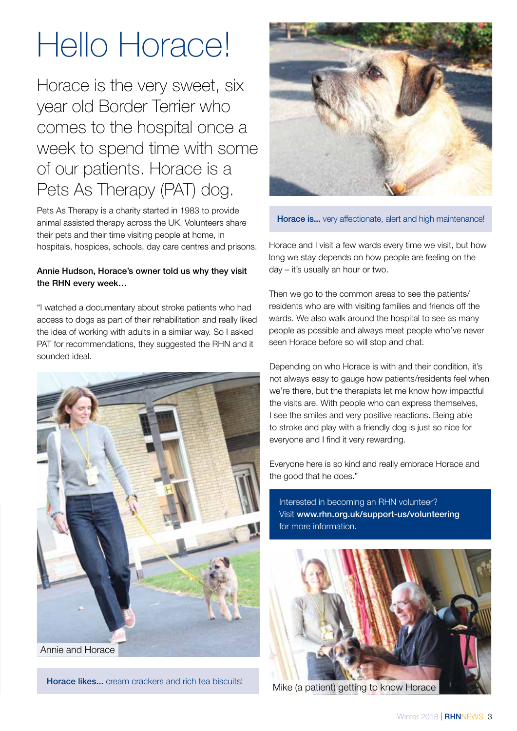# Hello Horace!

## Horace is the very sweet, six year old Border Terrier who comes to the hospital once a week to spend time with some of our patients. Horace is a Pets As Therapy (PAT) dog.

Pets As Therapy is a charity started in 1983 to provide animal assisted therapy across the UK. Volunteers share their pets and their time visiting people at home, in hospitals, hospices, schools, day care centres and prisons.

**Annie Hudson, Horace's owner told us why they visit the RHN every week…**

"I watched a documentary about stroke patients who had access to dogs as part of their rehabilitation and really liked the idea of working with adults in a similar way. So I asked PAT for recommendations, they suggested the RHN and it sounded ideal.

Annie and Horace

**Horace likes...** cream crackers and rich tea biscuits!

**Horace is...** very affectionate, alert and high maintenance!

Horace and I visit a few wards every time we visit, but how long we stay depends on how people are feeling on the day – it's usually an hour or two.

Then we go to the common areas to see the patients/residents who are with visiting families and friends off the wards. We also walk around the hospital to see as many people as possible and always meet people who've never seen Horace before so will stop and chat.

Depending on who Horace is with and their condition, it's not always easy to gauge how patients/residents feel when we're there, but the therapists let me know how impactful the visits are. With people who can express themselves, I see the smiles and very positive reactions. Being able to stroke and play with a friendly dog is just so nice for everyone and I find it very rewarding.

Everyone here is so kind and really embrace Horace and the good that he does."

Interested in becoming an RHN volunteer? Visit **www.rhn.org.uk/support-us/volunteering** for more information.

Mike (a patient) getting to know Horace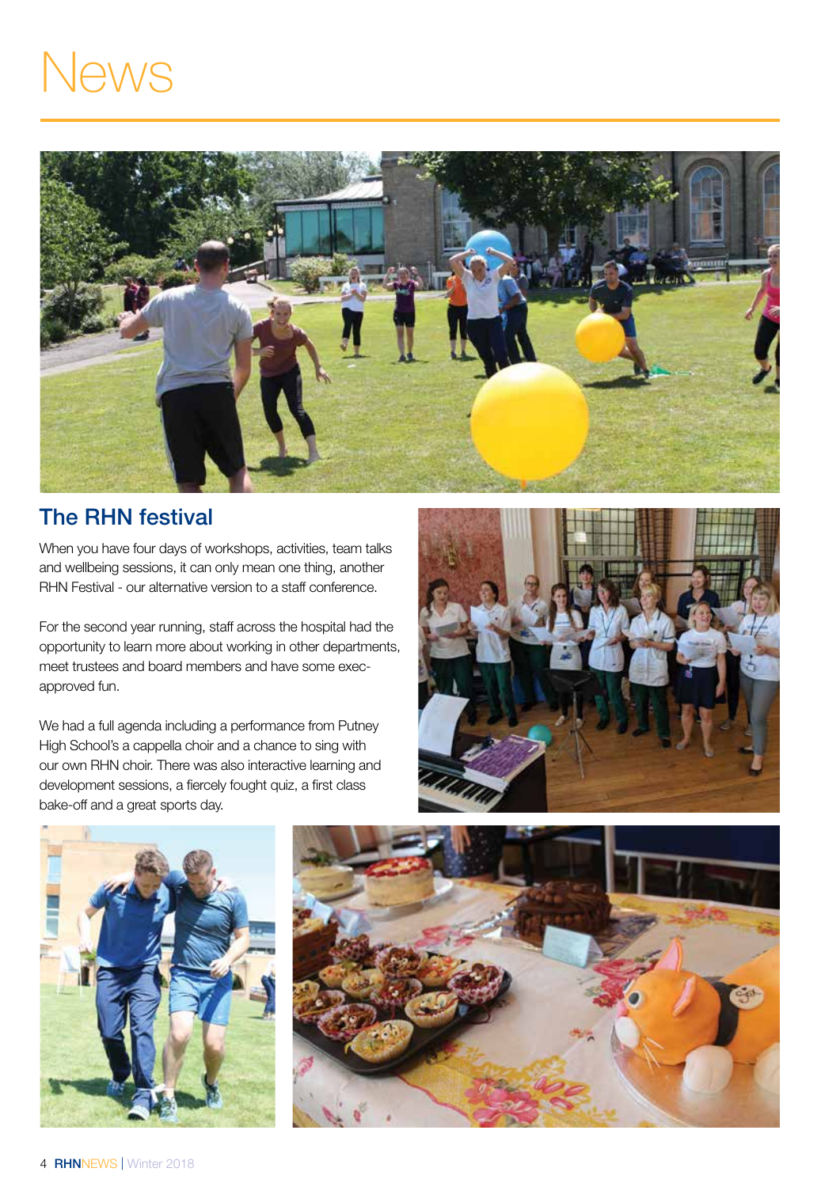# News

## The RHN festival

When you have four days of workshops, activities, team talks and wellbeing sessions, it can only mean one thing, another RHN Festival - our alternative version to a staff conference.

For the second year running, staff across the hospital had the opportunity to learn more about working in other departments, meet trustees and board members and have some exec-approved fun.

We had a full agenda including a performance from Putney High School's a cappella choir and a chance to sing with our own RHN choir. There was also interactive learning and development sessions, a fiercely fought quiz, a first class bake-off and a great sports day.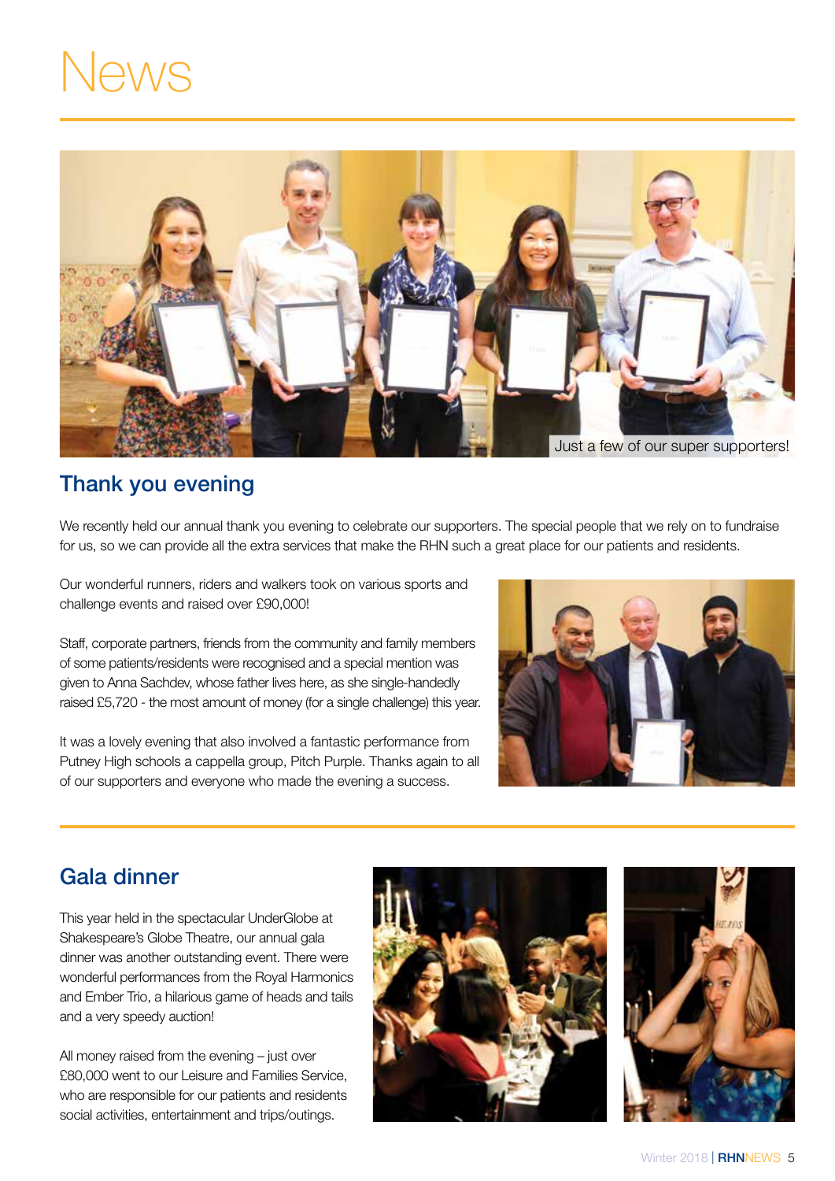# News

Just a few of our super supporters!

## Thank you evening

We recently held our annual thank you evening to celebrate our supporters. The special people that we rely on to fundraise for us, so we can provide all the extra services that make the RHN such a great place for our patients and residents.

Our wonderful runners, riders and walkers took on various sports and challenge events and raised over £90,000!

Staff, corporate partners, friends from the community and family members of some patients/residents were recognised and a special mention was given to Anna Sachdev, whose father lives here, as she single-handedly raised £5,720 - the most amount of money (for a single challenge) this year.

It was a lovely evening that also involved a fantastic performance from Putney High schools a cappella group, Pitch Purple. Thanks again to all of our supporters and everyone who made the evening a success.

## Gala dinner

This year held in the spectacular UnderGlobe at Shakespeare's Globe Theatre, our annual gala dinner was another outstanding event. There were wonderful performances from the Royal Harmonics and Ember Trio, a hilarious game of heads and tails and a very speedy auction!

All money raised from the evening – just over £80,000 went to our Leisure and Families Service, who are responsible for our patients and residents social activities, entertainment and trips/outings.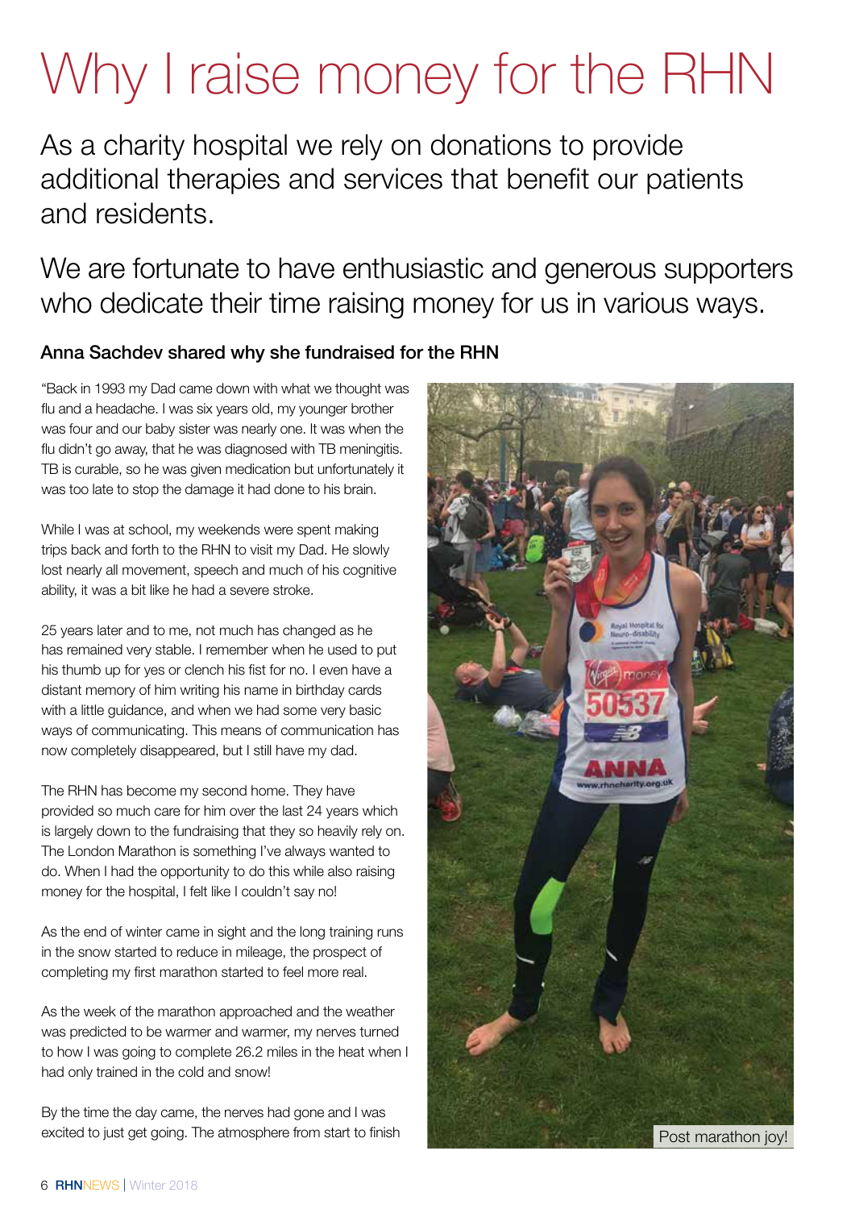# Why I raise money for the RHN

As a charity hospital we rely on donations to provide additional therapies and services that benefit our patients and residents.

We are fortunate to have enthusiastic and generous supporters who dedicate their time raising money for us in various ways.

### Anna Sachdev shared why she fundraised for the RHN

"Back in 1993 my Dad came down with what we thought was flu and a headache. I was six years old, my younger brother was four and our baby sister was nearly one. It was when the flu didn't go away, that he was diagnosed with TB meningitis. TB is curable, so he was given medication but unfortunately it was too late to stop the damage it had done to his brain.

While I was at school, my weekends were spent making trips back and forth to the RHN to visit my Dad. He slowly lost nearly all movement, speech and much of his cognitive ability, it was a bit like he had a severe stroke.

25 years later and to me, not much has changed as he has remained very stable. I remember when he used to put his thumb up for yes or clench his fist for no. I even have a distant memory of him writing his name in birthday cards with a little guidance, and when we had some very basic ways of communicating. This means of communication has now completely disappeared, but I still have my dad.

The RHN has become my second home. They have provided so much care for him over the last 24 years which is largely down to the fundraising that they so heavily rely on. The London Marathon is something I've always wanted to do. When I had the opportunity to do this while also raising money for the hospital, I felt like I couldn't say no!

As the end of winter came in sight and the long training runs in the snow started to reduce in mileage, the prospect of completing my first marathon started to feel more real.

As the week of the marathon approached and the weather was predicted to be warmer and warmer, my nerves turned to how I was going to complete 26.2 miles in the heat when I had only trained in the cold and snow!

By the time the day came, the nerves had gone and I was excited to just get going. The atmosphere from start to finish

Post marathon joy!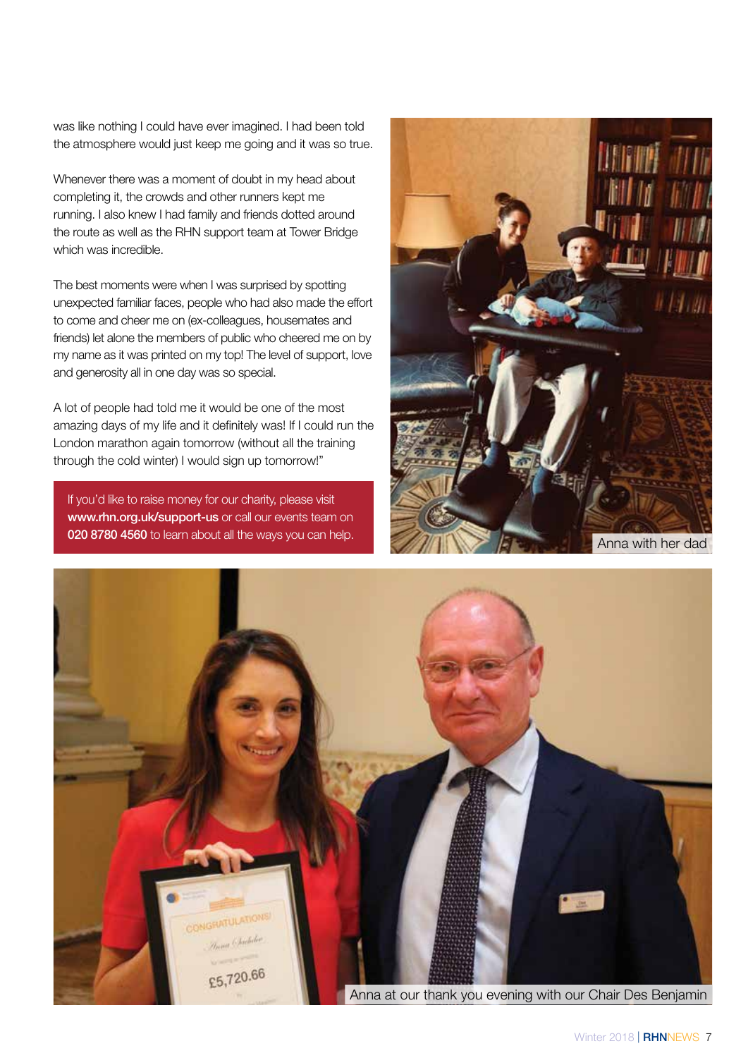was like nothing I could have ever imagined. I had been told the atmosphere would just keep me going and it was so true.

Whenever there was a moment of doubt in my head about completing it, the crowds and other runners kept me running. I also knew I had family and friends dotted around the route as well as the RHN support team at Tower Bridge which was incredible.

The best moments were when I was surprised by spotting unexpected familiar faces, people who had also made the effort to come and cheer me on (ex-colleagues, housemates and friends) let alone the members of public who cheered me on by my name as it was printed on my top! The level of support, love and generosity all in one day was so special.

A lot of people had told me it would be one of the most amazing days of my life and it definitely was! If I could run the London marathon again tomorrow (without all the training through the cold winter) I would sign up tomorrow!"

If you'd like to raise money for our charity, please visit **www.rhn.org.uk/support-us** or call our events team on **020 8780 4560** to learn about all the ways you can help.

Anna with her dad

Anna at our thank you evening with our Chair Des Benjamin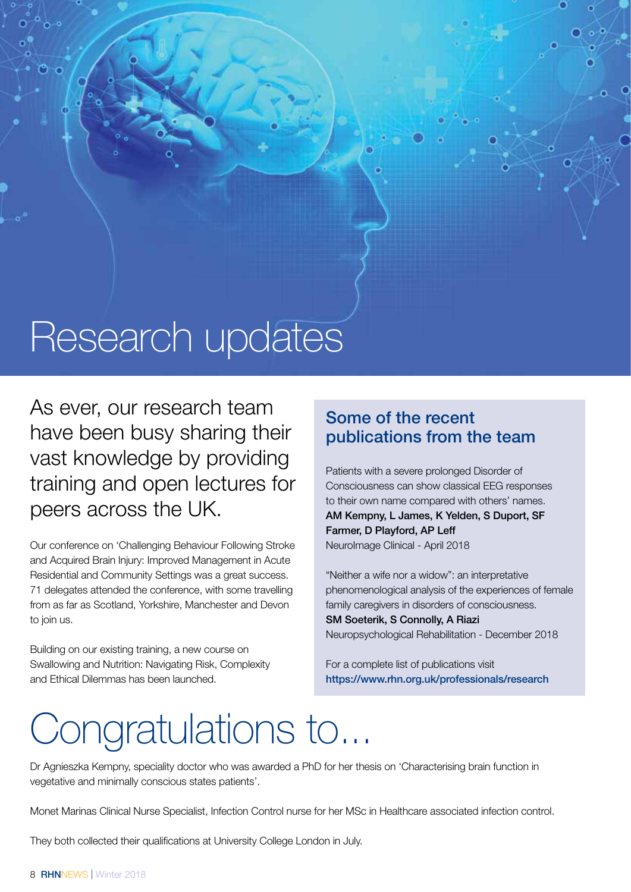# Research updates

## As ever, our research team have been busy sharing their vast knowledge by providing training and open lectures for peers across the UK.

Our conference on 'Challenging Behaviour Following Stroke and Acquired Brain Injury: Improved Management in Acute Residential and Community Settings was a great success. 71 delegates attended the conference, with some travelling from as far as Scotland, Yorkshire, Manchester and Devon to join us.

Building on our existing training, a new course on Swallowing and Nutrition: Navigating Risk, Complexity and Ethical Dilemmas has been launched.

### Some of the recent publications from the team

Patients with a severe prolonged Disorder of Consciousness can show classical EEG responses to their own name compared with others' names.
**AM Kempny, L James, K Yelden, S Duport, SF Farmer, D Playford, AP Leff**
NeuroImage Clinical - April 2018

"Neither a wife nor a widow": an interpretative phenomenological analysis of the experiences of female family caregivers in disorders of consciousness.
**SM Soeterik, S Connolly, A Riazi**
Neuropsychological Rehabilitation - December 2018

For a complete list of publications visit
**https://www.rhn.org.uk/professionals/research**

# Congratulations to...

Dr Agnieszka Kempny, speciality doctor who was awarded a PhD for her thesis on 'Characterising brain function in vegetative and minimally conscious states patients'.

Monet Marinas Clinical Nurse Specialist, Infection Control nurse for her MSc in Healthcare associated infection control.

They both collected their qualifications at University College London in July.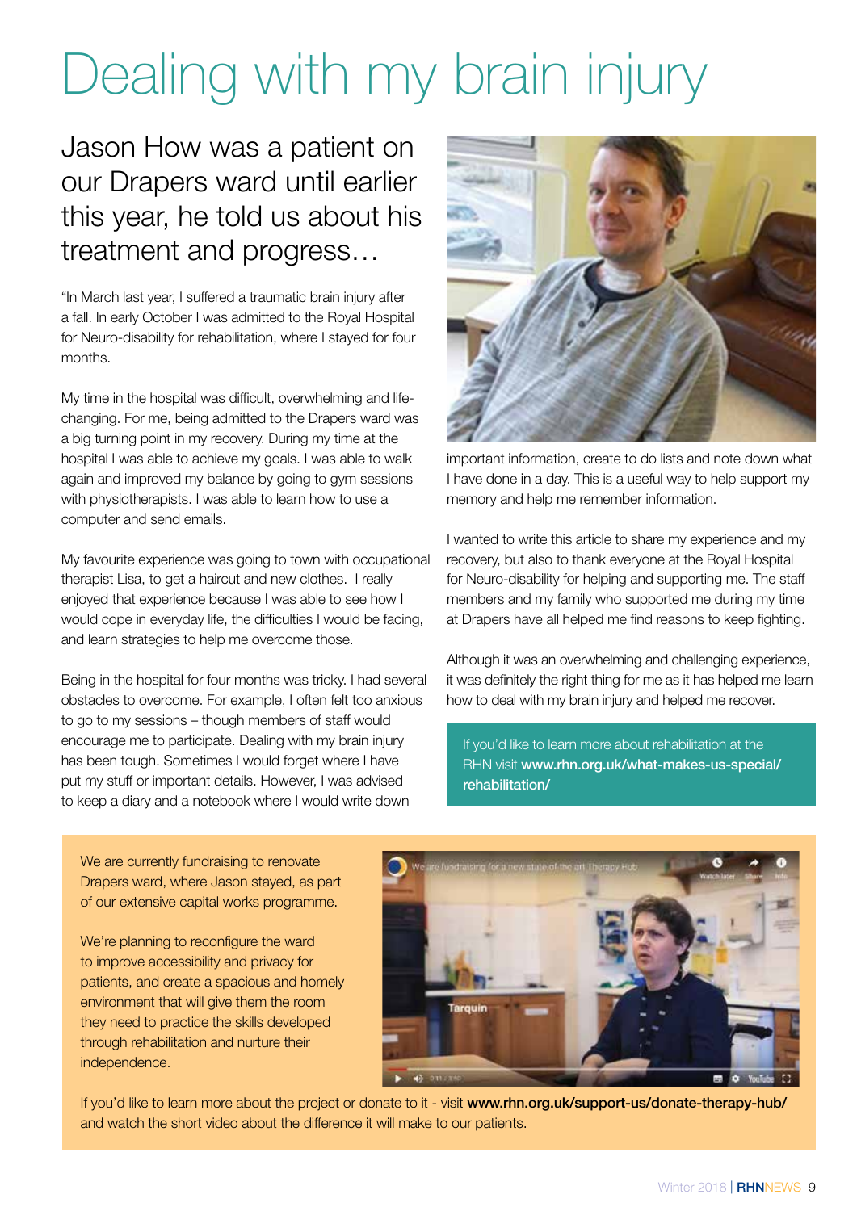# Dealing with my brain injury

## Jason How was a patient on our Drapers ward until earlier this year, he told us about his treatment and progress…

"In March last year, I suffered a traumatic brain injury after a fall. In early October I was admitted to the Royal Hospital for Neuro-disability for rehabilitation, where I stayed for four months.

My time in the hospital was difficult, overwhelming and life-changing. For me, being admitted to the Drapers ward was a big turning point in my recovery. During my time at the hospital I was able to achieve my goals. I was able to walk again and improved my balance by going to gym sessions with physiotherapists. I was able to learn how to use a computer and send emails.

My favourite experience was going to town with occupational therapist Lisa, to get a haircut and new clothes. I really enjoyed that experience because I was able to see how I would cope in everyday life, the difficulties I would be facing, and learn strategies to help me overcome those.

Being in the hospital for four months was tricky. I had several obstacles to overcome. For example, I often felt too anxious to go to my sessions – though members of staff would encourage me to participate. Dealing with my brain injury has been tough. Sometimes I would forget where I have put my stuff or important details. However, I was advised to keep a diary and a notebook where I would write down important information, create to do lists and note down what I have done in a day. This is a useful way to help support my memory and help me remember information.

I wanted to write this article to share my experience and my recovery, but also to thank everyone at the Royal Hospital for Neuro-disability for helping and supporting me. The staff members and my family who supported me during my time at Drapers have all helped me find reasons to keep fighting.

Although it was an overwhelming and challenging experience, it was definitely the right thing for me as it has helped me learn how to deal with my brain injury and helped me recover.

If you'd like to learn more about rehabilitation at the RHN visit **www.rhn.org.uk/what-makes-us-special/rehabilitation/**

We are currently fundraising to renovate Drapers ward, where Jason stayed, as part of our extensive capital works programme.

We're planning to reconfigure the ward to improve accessibility and privacy for patients, and create a spacious and homely environment that will give them the room they need to practice the skills developed through rehabilitation and nurture their independence.

If you'd like to learn more about the project or donate to it - visit **www.rhn.org.uk/support-us/donate-therapy-hub/** and watch the short video about the difference it will make to our patients.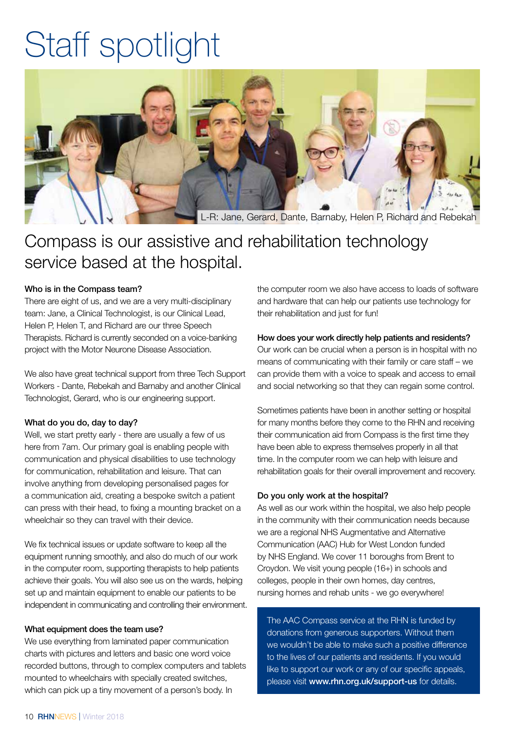# Staff spotlight

L-R: Jane, Gerard, Dante, Barnaby, Helen P, Richard and Rebekah

## Compass is our assistive and rehabilitation technology service based at the hospital.

**Who is in the Compass team?**

There are eight of us, and we are a very multi-disciplinary team: Jane, a Clinical Technologist, is our Clinical Lead, Helen P, Helen T, and Richard are our three Speech Therapists. Richard is currently seconded on a voice-banking project with the Motor Neurone Disease Association.

We also have great technical support from three Tech Support Workers - Dante, Rebekah and Barnaby and another Clinical Technologist, Gerard, who is our engineering support.

**What do you do, day to day?**

Well, we start pretty early - there are usually a few of us here from 7am. Our primary goal is enabling people with communication and physical disabilities to use technology for communication, rehabilitation and leisure. That can involve anything from developing personalised pages for a communication aid, creating a bespoke switch a patient can press with their head, to fixing a mounting bracket on a wheelchair so they can travel with their device.

We fix technical issues or update software to keep all the equipment running smoothly, and also do much of our work in the computer room, supporting therapists to help patients achieve their goals. You will also see us on the wards, helping set up and maintain equipment to enable our patients to be independent in communicating and controlling their environment.

**What equipment does the team use?**

We use everything from laminated paper communication charts with pictures and letters and basic one word voice recorded buttons, through to complex computers and tablets mounted to wheelchairs with specially created switches, which can pick up a tiny movement of a person's body. In the computer room we also have access to loads of software and hardware that can help our patients use technology for their rehabilitation and just for fun!

**How does your work directly help patients and residents?**

Our work can be crucial when a person is in hospital with no means of communicating with their family or care staff – we can provide them with a voice to speak and access to email and social networking so that they can regain some control.

Sometimes patients have been in another setting or hospital for many months before they come to the RHN and receiving their communication aid from Compass is the first time they have been able to express themselves properly in all that time. In the computer room we can help with leisure and rehabilitation goals for their overall improvement and recovery.

**Do you only work at the hospital?**

As well as our work within the hospital, we also help people in the community with their communication needs because we are a regional NHS Augmentative and Alternative Communication (AAC) Hub for West London funded by NHS England. We cover 11 boroughs from Brent to Croydon. We visit young people (16+) in schools and colleges, people in their own homes, day centres, nursing homes and rehab units - we go everywhere!

The AAC Compass service at the RHN is funded by donations from generous supporters. Without them we wouldn't be able to make such a positive difference to the lives of our patients and residents. If you would like to support our work or any of our specific appeals, please visit **www.rhn.org.uk/support-us** for details.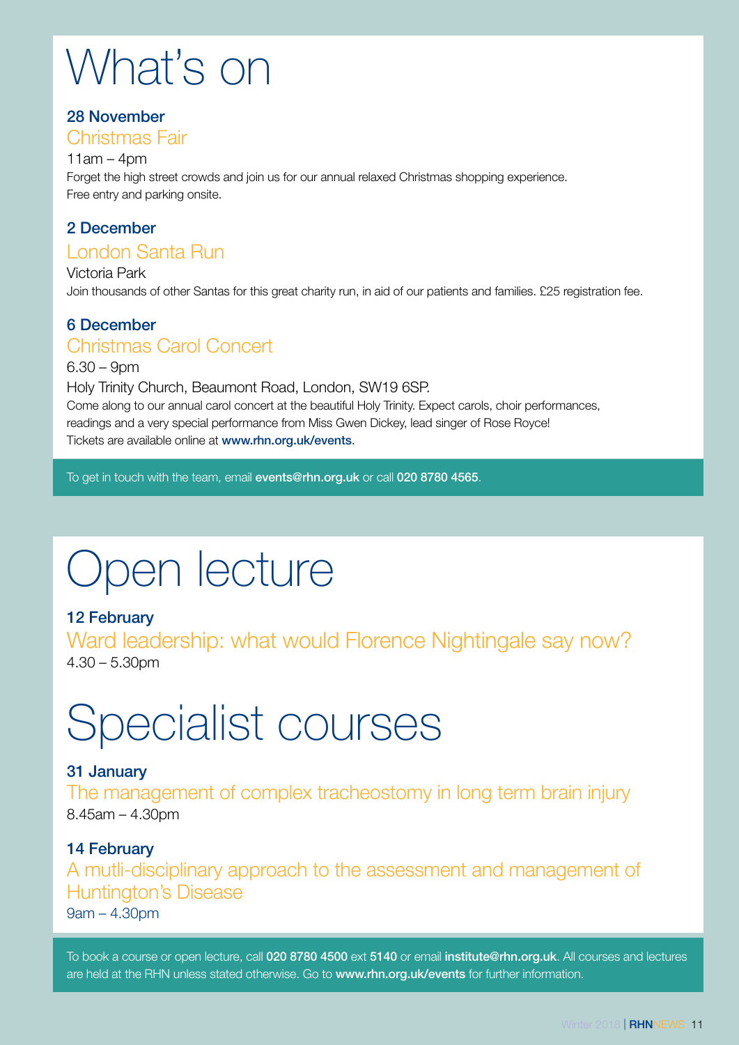# What's on

### 28 November

## Christmas Fair

11am – 4pm

Forget the high street crowds and join us for our annual relaxed Christmas shopping experience. Free entry and parking onsite.

### 2 December

## London Santa Run

Victoria Park

Join thousands of other Santas for this great charity run, in aid of our patients and families. £25 registration fee.

### 6 December

## Christmas Carol Concert

6.30 – 9pm

Holy Trinity Church, Beaumont Road, London, SW19 6SP.

Come along to our annual carol concert at the beautiful Holy Trinity. Expect carols, choir performances, readings and a very special performance from Miss Gwen Dickey, lead singer of Rose Royce! Tickets are available online at **www.rhn.org.uk/events**.

To get in touch with the team, email **events@rhn.org.uk** or call **020 8780 4565**.

# Open lecture

### 12 February

## Ward leadership: what would Florence Nightingale say now?

4.30 – 5.30pm

# Specialist courses

### 31 January

## The management of complex tracheostomy in long term brain injury

8.45am – 4.30pm

### 14 February

## A mutli-disciplinary approach to the assessment and management of Huntington's Disease

9am – 4.30pm

To book a course or open lecture, call **020 8780 4500** ext **5140** or email **institute@rhn.org.uk**. All courses and lectures are held at the RHN unless stated otherwise. Go to **www.rhn.org.uk/events** for further information.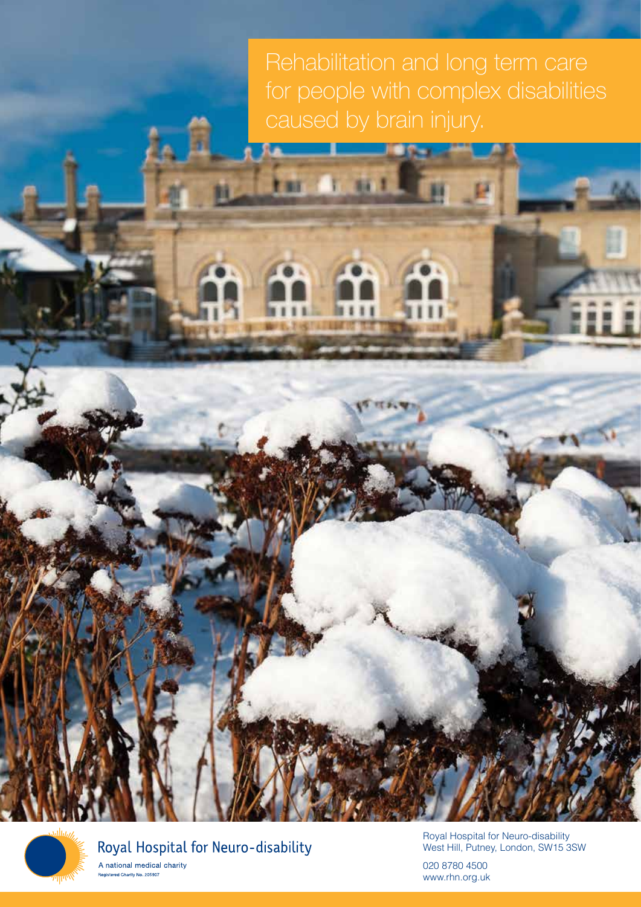Rehabilitation and long term care for people with complex disabilities caused by brain injury.

Royal Hospital for Neuro-disability

A national medical charity

Registered Charity No. 205907

Royal Hospital for Neuro-disability
West Hill, Putney, London, SW15 3SW

020 8780 4500
www.rhn.org.uk